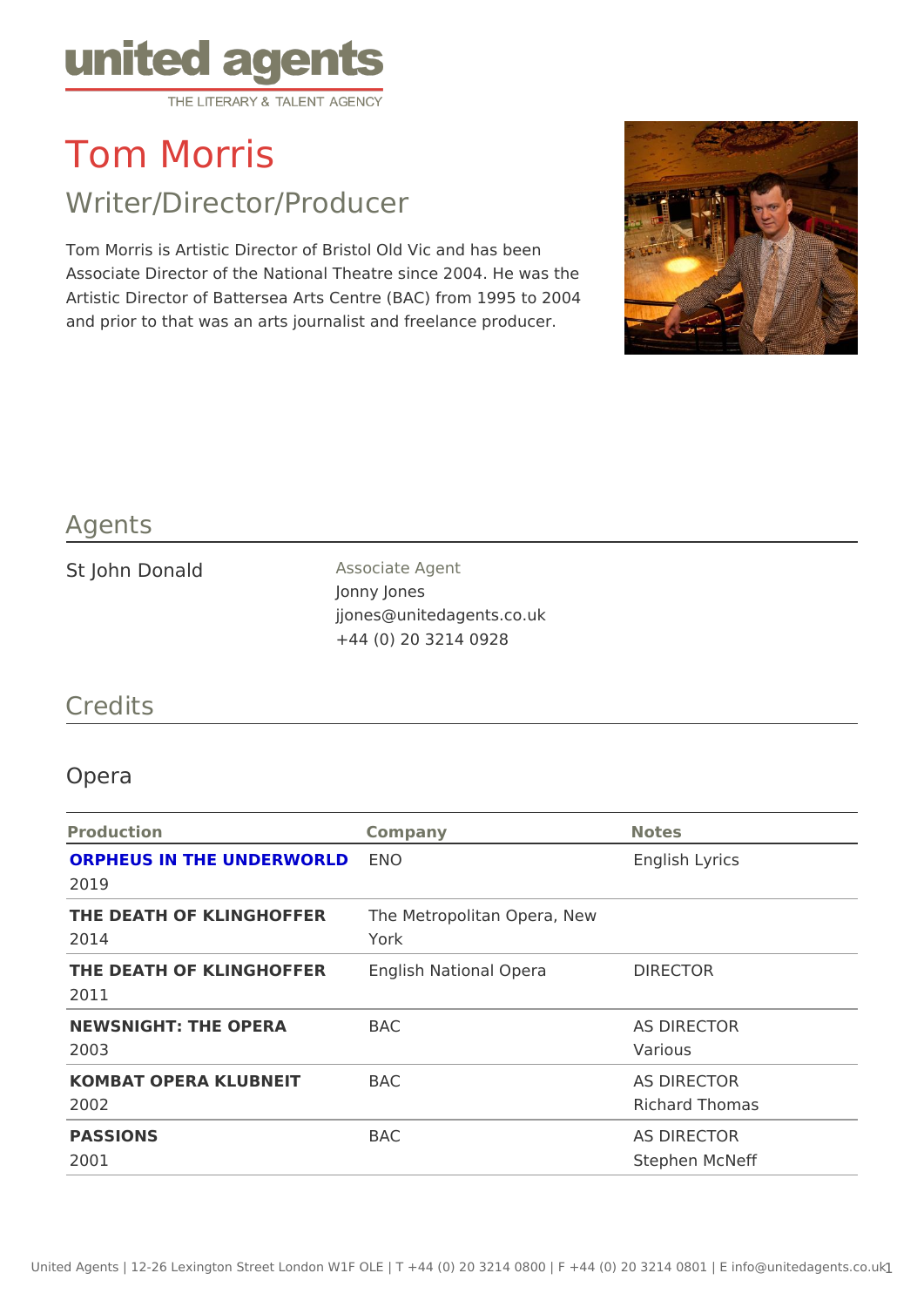united agents
THE LITERARY & TALENT AGENCY

# Tom Morris

## Writer/Director/Producer

Tom Morris is Artistic Director of Bristol Old Vic and has been Associate Director of the National Theatre since 2004. He was the Artistic Director of Battersea Arts Centre (BAC) from 1995 to 2004 and prior to that was an arts journalist and freelance producer.

## Agents

St John Donald

Associate Agent
Jonny Jones
jjones@unitedagents.co.uk
+44 (0) 20 3214 0928

## Credits

### Opera

| Production | Company | Notes |
|---|---|---|
| **ORPHEUS IN THE UNDERWORLD** 2019 | ENO | English Lyrics |
| **THE DEATH OF KLINGHOFFER** 2014 | The Metropolitan Opera, New York | |
| **THE DEATH OF KLINGHOFFER** 2011 | English National Opera | DIRECTOR |
| **NEWSNIGHT: THE OPERA** 2003 | BAC | AS DIRECTOR Various |
| **KOMBAT OPERA KLUBNEIT** 2002 | BAC | AS DIRECTOR Richard Thomas |
| **PASSIONS** 2001 | BAC | AS DIRECTOR Stephen McNeff |

United Agents | 12-26 Lexington Street London W1F OLE | T +44 (0) 20 3214 0800 | F +44 (0) 20 3214 0801 | E info@unitedagents.co.uk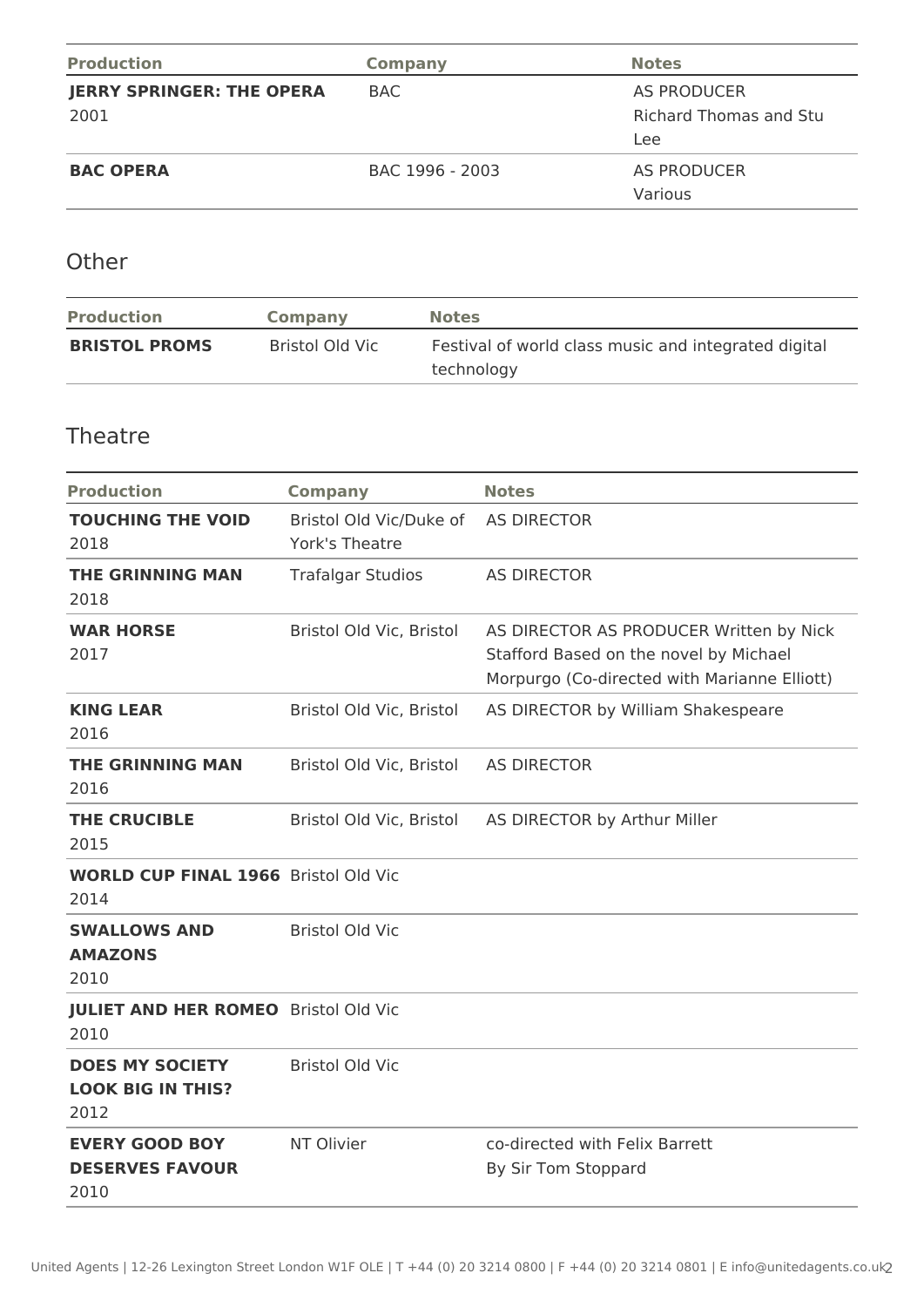| Production | Company | Notes |
|---|---|---|
| **JERRY SPRINGER: THE OPERA** 2001 | BAC | AS PRODUCER Richard Thomas and Stu Lee |
| **BAC OPERA** | BAC 1996 - 2003 | AS PRODUCER Various |

## Other

| Production | Company | Notes |
|---|---|---|
| **BRISTOL PROMS** | Bristol Old Vic | Festival of world class music and integrated digital technology |

## Theatre

| Production | Company | Notes |
|---|---|---|
| **TOUCHING THE VOID** 2018 | Bristol Old Vic/Duke of York's Theatre | AS DIRECTOR |
| **THE GRINNING MAN** 2018 | Trafalgar Studios | AS DIRECTOR |
| **WAR HORSE** 2017 | Bristol Old Vic, Bristol | AS DIRECTOR AS PRODUCER Written by Nick Stafford Based on the novel by Michael Morpurgo (Co-directed with Marianne Elliott) |
| **KING LEAR** 2016 | Bristol Old Vic, Bristol | AS DIRECTOR by William Shakespeare |
| **THE GRINNING MAN** 2016 | Bristol Old Vic, Bristol | AS DIRECTOR |
| **THE CRUCIBLE** 2015 | Bristol Old Vic, Bristol | AS DIRECTOR by Arthur Miller |
| **WORLD CUP FINAL 1966** 2014 | Bristol Old Vic | |
| **SWALLOWS AND AMAZONS** 2010 | Bristol Old Vic | |
| **JULIET AND HER ROMEO** 2010 | Bristol Old Vic | |
| **DOES MY SOCIETY LOOK BIG IN THIS?** 2012 | Bristol Old Vic | |
| **EVERY GOOD BOY DESERVES FAVOUR** 2010 | NT Olivier | co-directed with Felix Barrett By Sir Tom Stoppard |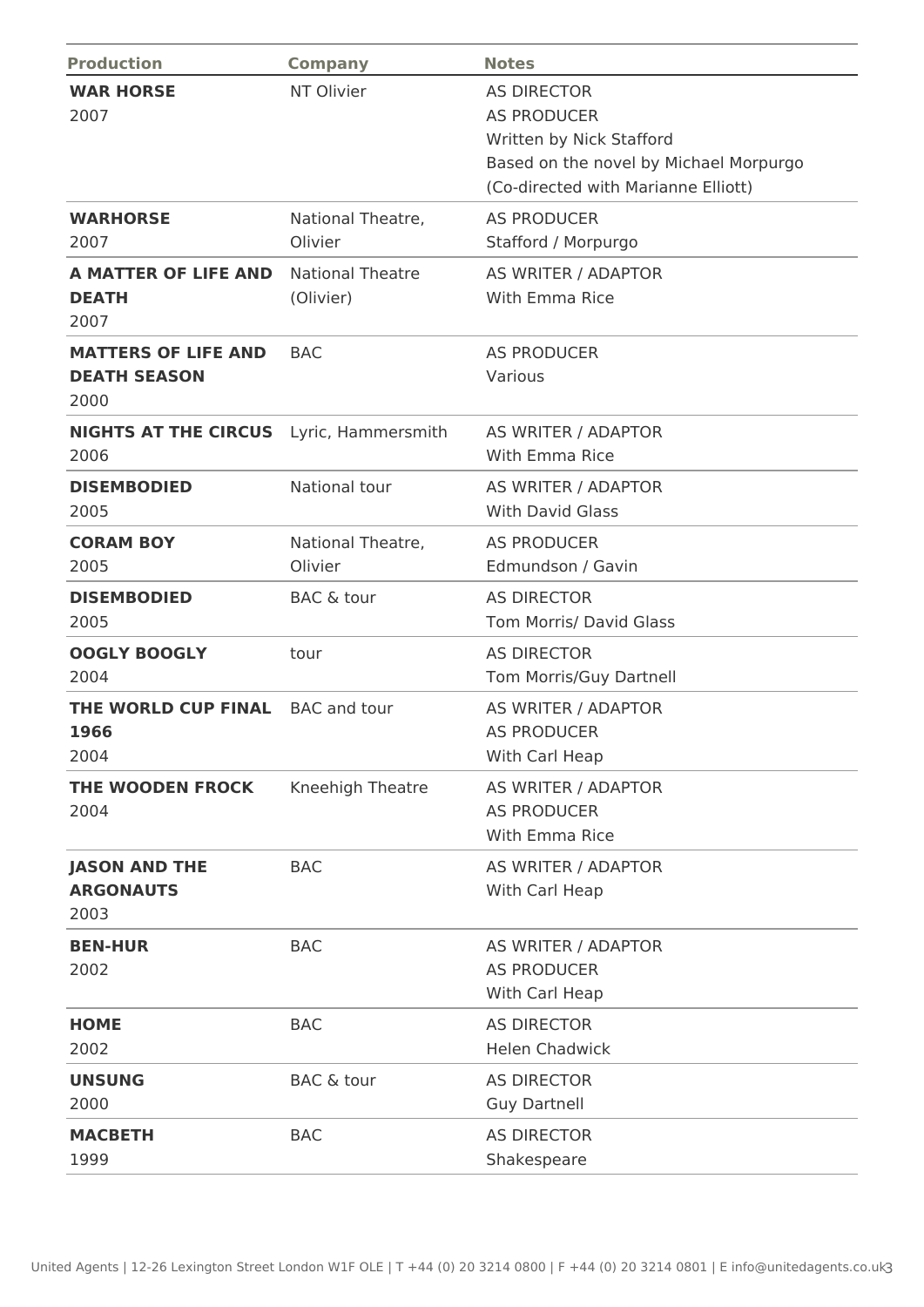| Production | Company | Notes |
|---|---|---|
| **WAR HORSE**<br>2007 | NT Olivier | AS DIRECTOR<br>AS PRODUCER<br>Written by Nick Stafford<br>Based on the novel by Michael Morpurgo<br>(Co-directed with Marianne Elliott) |
| **WARHORSE**<br>2007 | National Theatre, Olivier | AS PRODUCER<br>Stafford / Morpurgo |
| **A MATTER OF LIFE AND DEATH**<br>2007 | National Theatre (Olivier) | AS WRITER / ADAPTOR<br>With Emma Rice |
| **MATTERS OF LIFE AND DEATH SEASON**<br>2000 | BAC | AS PRODUCER<br>Various |
| **NIGHTS AT THE CIRCUS**<br>2006 | Lyric, Hammersmith | AS WRITER / ADAPTOR<br>With Emma Rice |
| **DISEMBODIED**<br>2005 | National tour | AS WRITER / ADAPTOR<br>With David Glass |
| **CORAM BOY**<br>2005 | National Theatre, Olivier | AS PRODUCER<br>Edmundson / Gavin |
| **DISEMBODIED**<br>2005 | BAC & tour | AS DIRECTOR<br>Tom Morris/ David Glass |
| **OOGLY BOOGLY**<br>2004 | tour | AS DIRECTOR<br>Tom Morris/Guy Dartnell |
| **THE WORLD CUP FINAL 1966**<br>2004 | BAC and tour | AS WRITER / ADAPTOR<br>AS PRODUCER<br>With Carl Heap |
| **THE WOODEN FROCK**<br>2004 | Kneehigh Theatre | AS WRITER / ADAPTOR<br>AS PRODUCER<br>With Emma Rice |
| **JASON AND THE ARGONAUTS**<br>2003 | BAC | AS WRITER / ADAPTOR<br>With Carl Heap |
| **BEN-HUR**<br>2002 | BAC | AS WRITER / ADAPTOR<br>AS PRODUCER<br>With Carl Heap |
| **HOME**<br>2002 | BAC | AS DIRECTOR<br>Helen Chadwick |
| **UNSUNG**<br>2000 | BAC & tour | AS DIRECTOR<br>Guy Dartnell |
| **MACBETH**<br>1999 | BAC | AS DIRECTOR<br>Shakespeare |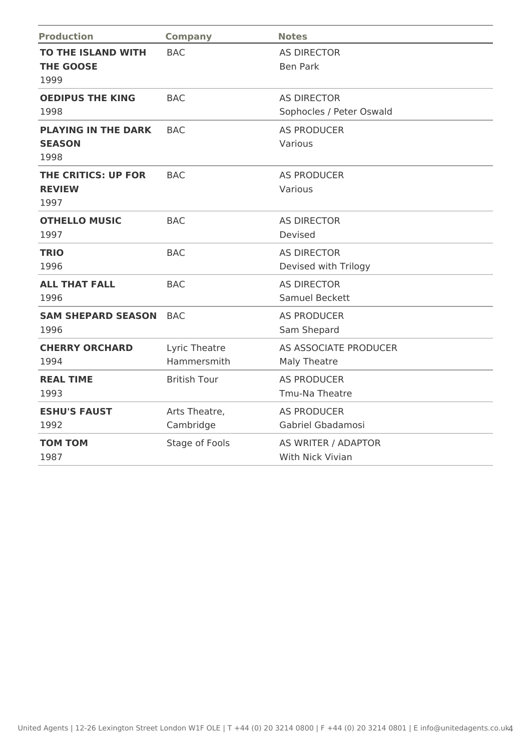| Production | Company | Notes |
|---|---|---|
| **TO THE ISLAND WITH THE GOOSE** 1999 | BAC | AS DIRECTOR Ben Park |
| **OEDIPUS THE KING** 1998 | BAC | AS DIRECTOR Sophocles / Peter Oswald |
| **PLAYING IN THE DARK SEASON** 1998 | BAC | AS PRODUCER Various |
| **THE CRITICS: UP FOR REVIEW** 1997 | BAC | AS PRODUCER Various |
| **OTHELLO MUSIC** 1997 | BAC | AS DIRECTOR Devised |
| **TRIO** 1996 | BAC | AS DIRECTOR Devised with Trilogy |
| **ALL THAT FALL** 1996 | BAC | AS DIRECTOR Samuel Beckett |
| **SAM SHEPARD SEASON** 1996 | BAC | AS PRODUCER Sam Shepard |
| **CHERRY ORCHARD** 1994 | Lyric Theatre Hammersmith | AS ASSOCIATE PRODUCER Maly Theatre |
| **REAL TIME** 1993 | British Tour | AS PRODUCER Tmu-Na Theatre |
| **ESHU'S FAUST** 1992 | Arts Theatre, Cambridge | AS PRODUCER Gabriel Gbadamosi |
| **TOM TOM** 1987 | Stage of Fools | AS WRITER / ADAPTOR With Nick Vivian |